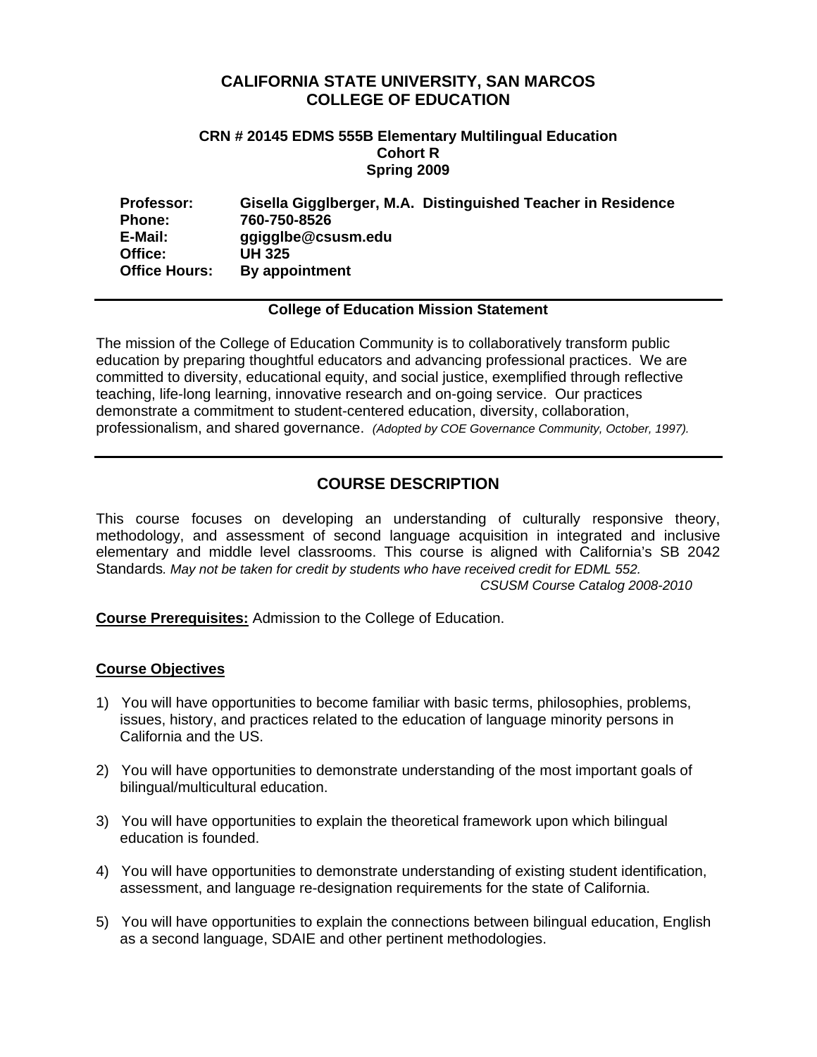# CALIFORNIA STATE UNIVERSITY, SAN MARCOS
# COLLEGE OF EDUCATION

### CRN # 20145 EDMS 555B Elementary Multilingual Education
### Cohort R
### Spring 2009

| | |
|---|---|
| **Professor:** | **Gisella Gigglberger, M.A. Distinguished Teacher in Residence** |
| **Phone:** | **760-750-8526** |
| **E-Mail:** | **ggigglbe@csusm.edu** |
| **Office:** | **UH 325** |
| **Office Hours:** | **By appointment** |

---

**College of Education Mission Statement**

The mission of the College of Education Community is to collaboratively transform public education by preparing thoughtful educators and advancing professional practices. We are committed to diversity, educational equity, and social justice, exemplified through reflective teaching, life-long learning, innovative research and on-going service. Our practices demonstrate a commitment to student-centered education, diversity, collaboration, professionalism, and shared governance. *(Adopted by COE Governance Community, October, 1997).*

---

## COURSE DESCRIPTION

This course focuses on developing an understanding of culturally responsive theory, methodology, and assessment of second language acquisition in integrated and inclusive elementary and middle level classrooms. This course is aligned with California's SB 2042 Standards*. May not be taken for credit by students who have received credit for EDML 552.*

*CSUSM Course Catalog 2008-2010*

**Course Prerequisites:** Admission to the College of Education.

**Course Objectives**

1) You will have opportunities to become familiar with basic terms, philosophies, problems, issues, history, and practices related to the education of language minority persons in California and the US.

2) You will have opportunities to demonstrate understanding of the most important goals of bilingual/multicultural education.

3) You will have opportunities to explain the theoretical framework upon which bilingual education is founded.

4) You will have opportunities to demonstrate understanding of existing student identification, assessment, and language re-designation requirements for the state of California.

5) You will have opportunities to explain the connections between bilingual education, English as a second language, SDAIE and other pertinent methodologies.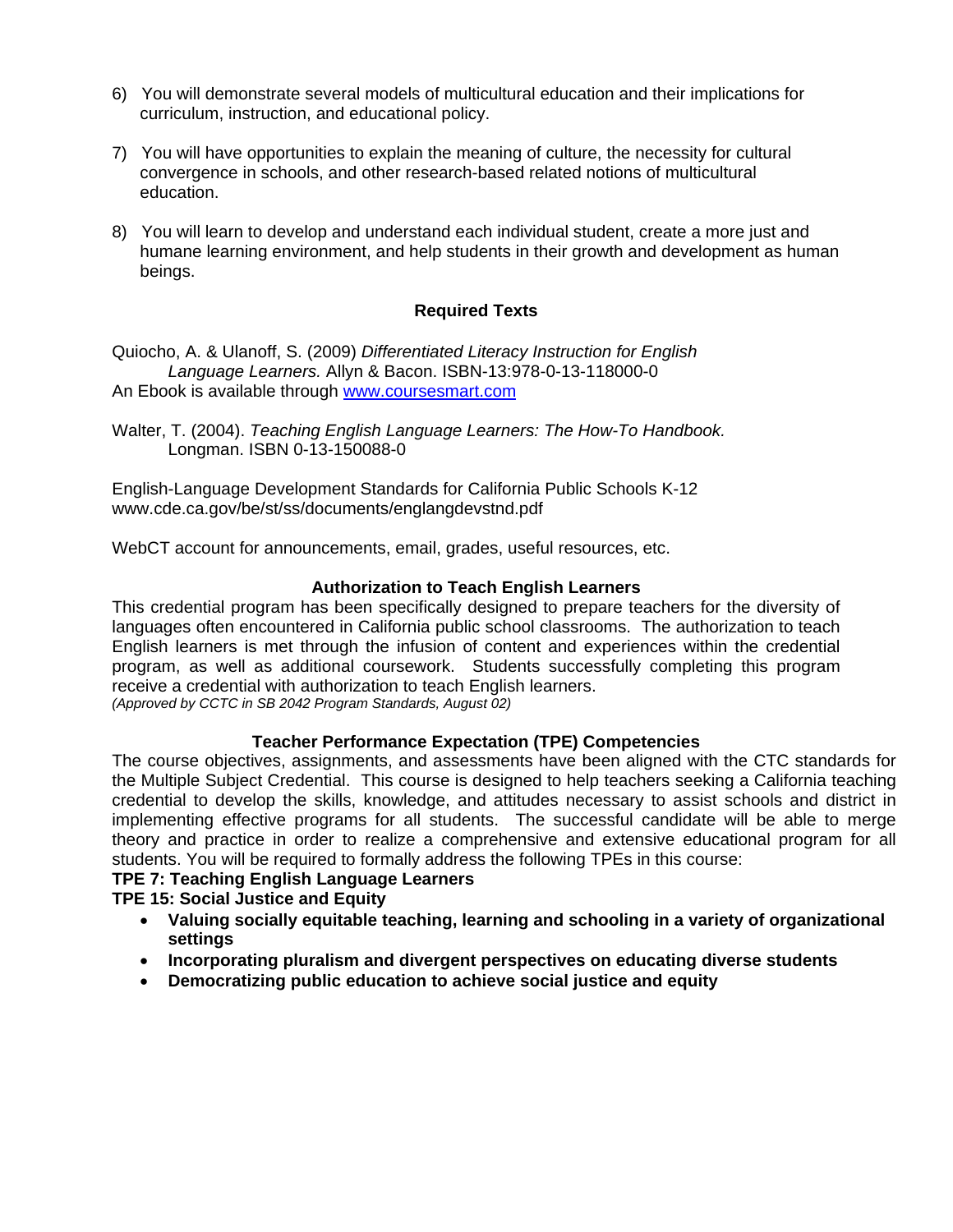6) You will demonstrate several models of multicultural education and their implications for curriculum, instruction, and educational policy.

7) You will have opportunities to explain the meaning of culture, the necessity for cultural convergence in schools, and other research-based related notions of multicultural education.

8) You will learn to develop and understand each individual student, create a more just and humane learning environment, and help students in their growth and development as human beings.

## Required Texts

Quiocho, A. & Ulanoff, S. (2009) *Differentiated Literacy Instruction for English Language Learners.* Allyn & Bacon. ISBN-13:978-0-13-118000-0
An Ebook is available through [www.coursesmart.com](http://www.coursesmart.com)

Walter, T. (2004). *Teaching English Language Learners: The How-To Handbook.* Longman. ISBN 0-13-150088-0

English-Language Development Standards for California Public Schools K-12
www.cde.ca.gov/be/st/ss/documents/englangdevstnd.pdf

WebCT account for announcements, email, grades, useful resources, etc.

## Authorization to Teach English Learners

This credential program has been specifically designed to prepare teachers for the diversity of languages often encountered in California public school classrooms. The authorization to teach English learners is met through the infusion of content and experiences within the credential program, as well as additional coursework. Students successfully completing this program receive a credential with authorization to teach English learners.
*(Approved by CCTC in SB 2042 Program Standards, August 02)*

## Teacher Performance Expectation (TPE) Competencies

The course objectives, assignments, and assessments have been aligned with the CTC standards for the Multiple Subject Credential. This course is designed to help teachers seeking a California teaching credential to develop the skills, knowledge, and attitudes necessary to assist schools and district in implementing effective programs for all students. The successful candidate will be able to merge theory and practice in order to realize a comprehensive and extensive educational program for all students. You will be required to formally address the following TPEs in this course:

**TPE 7: Teaching English Language Learners**
**TPE 15: Social Justice and Equity**

- **Valuing socially equitable teaching, learning and schooling in a variety of organizational settings**
- **Incorporating pluralism and divergent perspectives on educating diverse students**
- **Democratizing public education to achieve social justice and equity**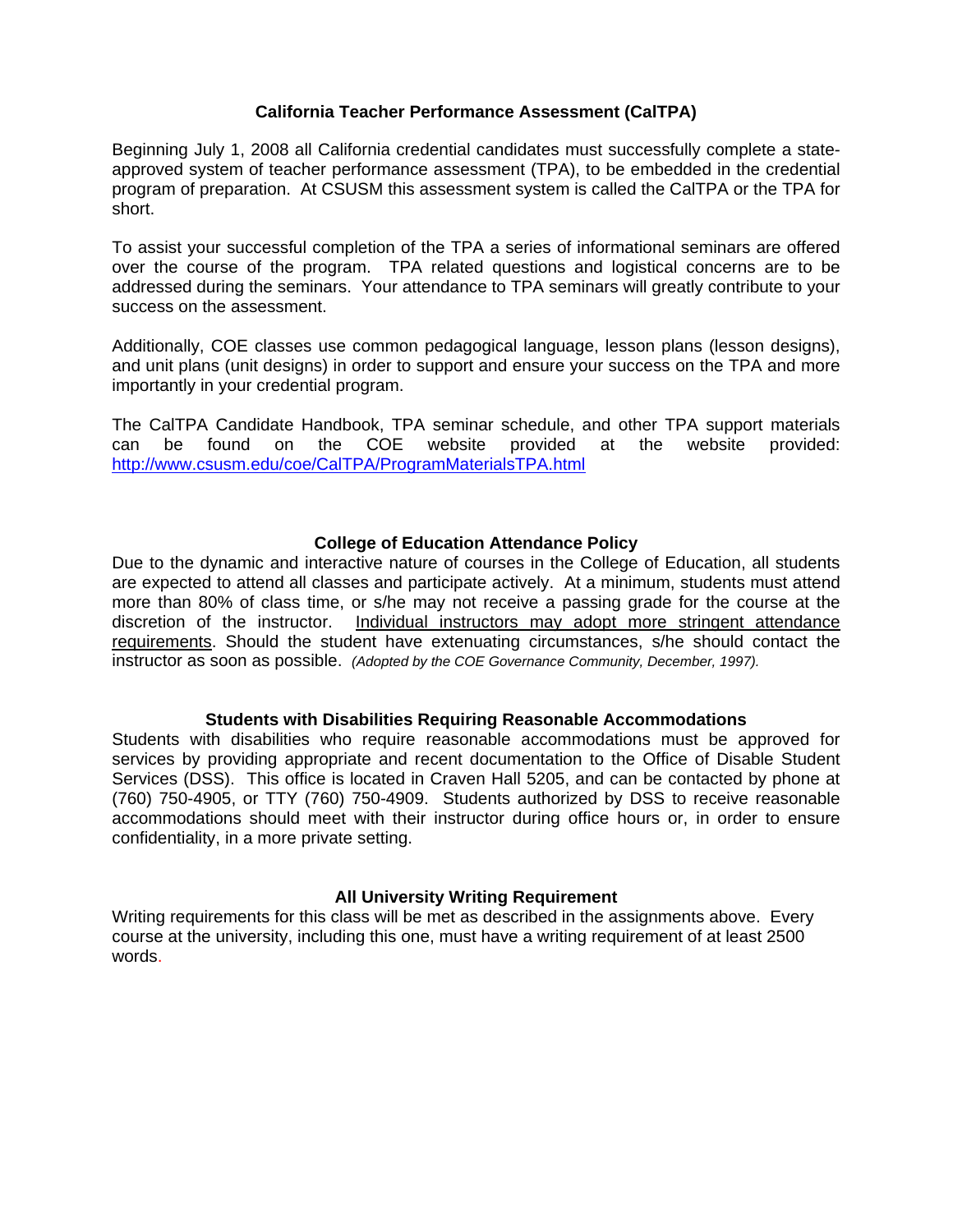## California Teacher Performance Assessment (CalTPA)

Beginning July 1, 2008 all California credential candidates must successfully complete a state-approved system of teacher performance assessment (TPA), to be embedded in the credential program of preparation. At CSUSM this assessment system is called the CalTPA or the TPA for short.

To assist your successful completion of the TPA a series of informational seminars are offered over the course of the program. TPA related questions and logistical concerns are to be addressed during the seminars. Your attendance to TPA seminars will greatly contribute to your success on the assessment.

Additionally, COE classes use common pedagogical language, lesson plans (lesson designs), and unit plans (unit designs) in order to support and ensure your success on the TPA and more importantly in your credential program.

The CalTPA Candidate Handbook, TPA seminar schedule, and other TPA support materials can be found on the COE website provided at the website provided: [http://www.csusm.edu/coe/CalTPA/ProgramMaterialsTPA.html](http://www.csusm.edu/coe/CalTPA/ProgramMaterialsTPA.html)

## College of Education Attendance Policy

Due to the dynamic and interactive nature of courses in the College of Education, all students are expected to attend all classes and participate actively. At a minimum, students must attend more than 80% of class time, or s/he may not receive a passing grade for the course at the discretion of the instructor. <u>Individual instructors may adopt more stringent attendance requirements</u>. Should the student have extenuating circumstances, s/he should contact the instructor as soon as possible. *(Adopted by the COE Governance Community, December, 1997).*

## Students with Disabilities Requiring Reasonable Accommodations

Students with disabilities who require reasonable accommodations must be approved for services by providing appropriate and recent documentation to the Office of Disable Student Services (DSS). This office is located in Craven Hall 5205, and can be contacted by phone at (760) 750-4905, or TTY (760) 750-4909. Students authorized by DSS to receive reasonable accommodations should meet with their instructor during office hours or, in order to ensure confidentiality, in a more private setting.

## All University Writing Requirement

Writing requirements for this class will be met as described in the assignments above. Every course at the university, including this one, must have a writing requirement of at least 2500 words.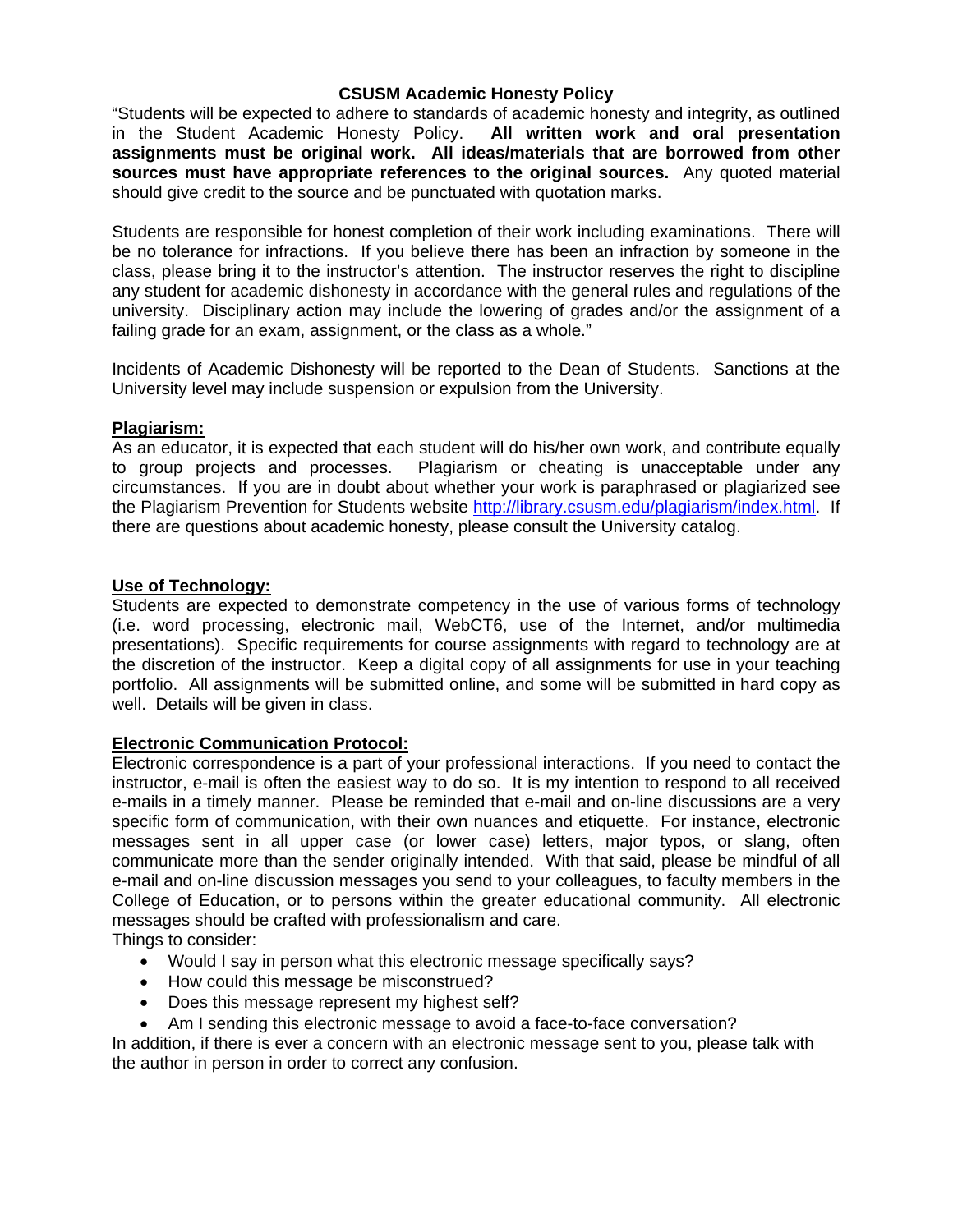## CSUSM Academic Honesty Policy

"Students will be expected to adhere to standards of academic honesty and integrity, as outlined in the Student Academic Honesty Policy. **All written work and oral presentation assignments must be original work. All ideas/materials that are borrowed from other sources must have appropriate references to the original sources.** Any quoted material should give credit to the source and be punctuated with quotation marks.

Students are responsible for honest completion of their work including examinations. There will be no tolerance for infractions. If you believe there has been an infraction by someone in the class, please bring it to the instructor's attention. The instructor reserves the right to discipline any student for academic dishonesty in accordance with the general rules and regulations of the university. Disciplinary action may include the lowering of grades and/or the assignment of a failing grade for an exam, assignment, or the class as a whole."

Incidents of Academic Dishonesty will be reported to the Dean of Students. Sanctions at the University level may include suspension or expulsion from the University.

### Plagiarism:

As an educator, it is expected that each student will do his/her own work, and contribute equally to group projects and processes. Plagiarism or cheating is unacceptable under any circumstances. If you are in doubt about whether your work is paraphrased or plagiarized see the Plagiarism Prevention for Students website http://library.csusm.edu/plagiarism/index.html. If there are questions about academic honesty, please consult the University catalog.

### Use of Technology:

Students are expected to demonstrate competency in the use of various forms of technology (i.e. word processing, electronic mail, WebCT6, use of the Internet, and/or multimedia presentations). Specific requirements for course assignments with regard to technology are at the discretion of the instructor. Keep a digital copy of all assignments for use in your teaching portfolio. All assignments will be submitted online, and some will be submitted in hard copy as well. Details will be given in class.

### Electronic Communication Protocol:

Electronic correspondence is a part of your professional interactions. If you need to contact the instructor, e-mail is often the easiest way to do so. It is my intention to respond to all received e-mails in a timely manner. Please be reminded that e-mail and on-line discussions are a very specific form of communication, with their own nuances and etiquette. For instance, electronic messages sent in all upper case (or lower case) letters, major typos, or slang, often communicate more than the sender originally intended. With that said, please be mindful of all e-mail and on-line discussion messages you send to your colleagues, to faculty members in the College of Education, or to persons within the greater educational community. All electronic messages should be crafted with professionalism and care.

Things to consider:

- Would I say in person what this electronic message specifically says?
- How could this message be misconstrued?
- Does this message represent my highest self?
- Am I sending this electronic message to avoid a face-to-face conversation?

In addition, if there is ever a concern with an electronic message sent to you, please talk with the author in person in order to correct any confusion.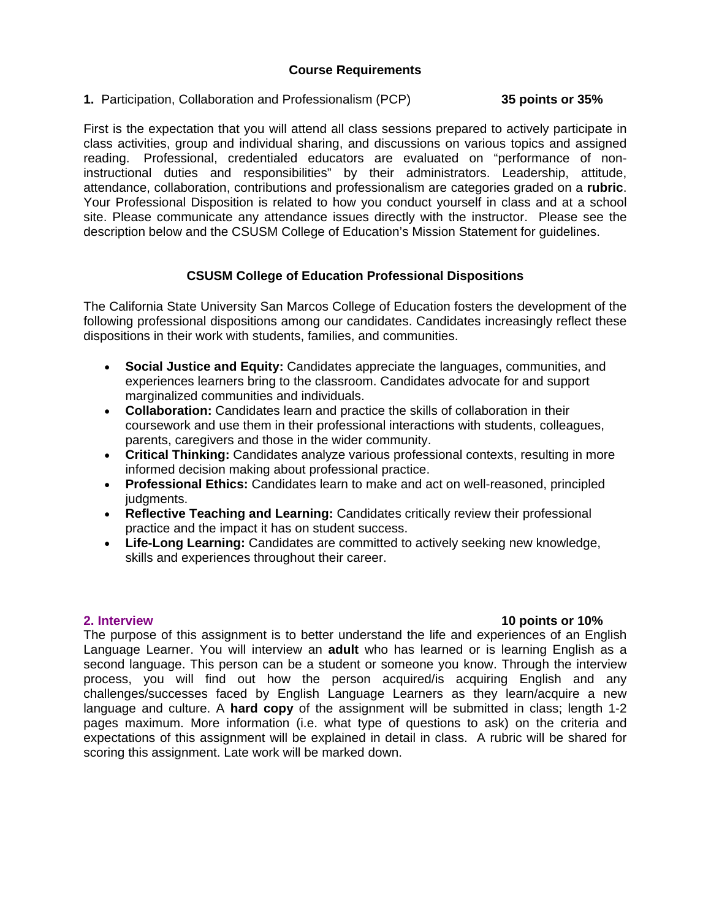## Course Requirements

**1.** Participation, Collaboration and Professionalism (PCP) **35 points or 35%**

First is the expectation that you will attend all class sessions prepared to actively participate in class activities, group and individual sharing, and discussions on various topics and assigned reading. Professional, credentialed educators are evaluated on "performance of non-instructional duties and responsibilities" by their administrators. Leadership, attitude, attendance, collaboration, contributions and professionalism are categories graded on a **rubric**. Your Professional Disposition is related to how you conduct yourself in class and at a school site. Please communicate any attendance issues directly with the instructor. Please see the description below and the CSUSM College of Education's Mission Statement for guidelines.

### CSUSM College of Education Professional Dispositions

The California State University San Marcos College of Education fosters the development of the following professional dispositions among our candidates. Candidates increasingly reflect these dispositions in their work with students, families, and communities.

- **Social Justice and Equity:** Candidates appreciate the languages, communities, and experiences learners bring to the classroom. Candidates advocate for and support marginalized communities and individuals.
- **Collaboration:** Candidates learn and practice the skills of collaboration in their coursework and use them in their professional interactions with students, colleagues, parents, caregivers and those in the wider community.
- **Critical Thinking:** Candidates analyze various professional contexts, resulting in more informed decision making about professional practice.
- **Professional Ethics:** Candidates learn to make and act on well-reasoned, principled judgments.
- **Reflective Teaching and Learning:** Candidates critically review their professional practice and the impact it has on student success.
- **Life-Long Learning:** Candidates are committed to actively seeking new knowledge, skills and experiences throughout their career.

**2. Interview** **10 points or 10%**

The purpose of this assignment is to better understand the life and experiences of an English Language Learner. You will interview an **adult** who has learned or is learning English as a second language. This person can be a student or someone you know. Through the interview process, you will find out how the person acquired/is acquiring English and any challenges/successes faced by English Language Learners as they learn/acquire a new language and culture. A **hard copy** of the assignment will be submitted in class; length 1-2 pages maximum. More information (i.e. what type of questions to ask) on the criteria and expectations of this assignment will be explained in detail in class. A rubric will be shared for scoring this assignment. Late work will be marked down.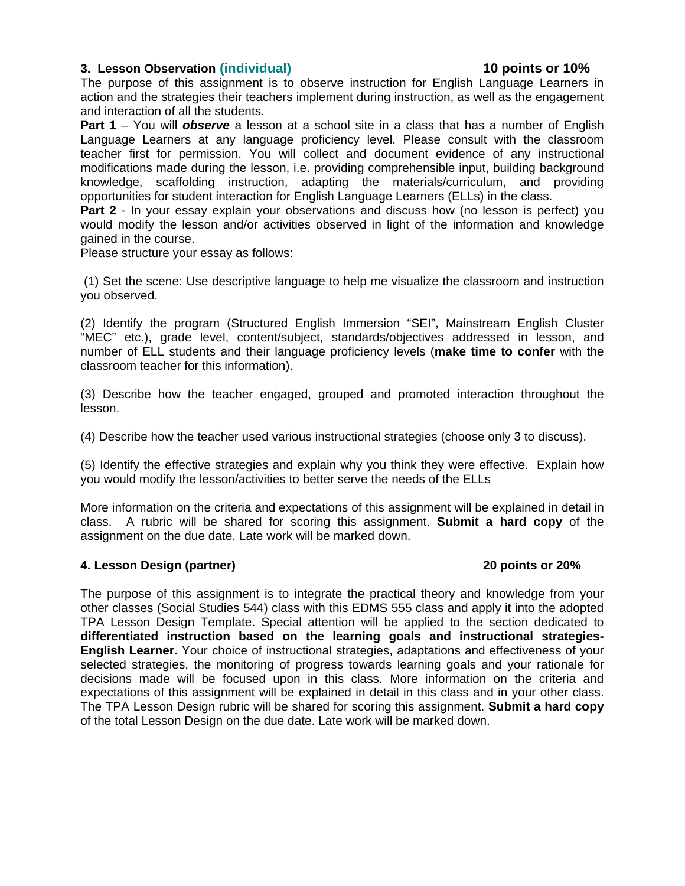### 3. Lesson Observation (individual) 10 points or 10%

The purpose of this assignment is to observe instruction for English Language Learners in action and the strategies their teachers implement during instruction, as well as the engagement and interaction of all the students.

**Part 1** – You will ***observe*** a lesson at a school site in a class that has a number of English Language Learners at any language proficiency level. Please consult with the classroom teacher first for permission. You will collect and document evidence of any instructional modifications made during the lesson, i.e. providing comprehensible input, building background knowledge, scaffolding instruction, adapting the materials/curriculum, and providing opportunities for student interaction for English Language Learners (ELLs) in the class.

**Part 2** - In your essay explain your observations and discuss how (no lesson is perfect) you would modify the lesson and/or activities observed in light of the information and knowledge gained in the course.

Please structure your essay as follows:

(1) Set the scene: Use descriptive language to help me visualize the classroom and instruction you observed.

(2) Identify the program (Structured English Immersion "SEI", Mainstream English Cluster "MEC" etc.), grade level, content/subject, standards/objectives addressed in lesson, and number of ELL students and their language proficiency levels (**make time to confer** with the classroom teacher for this information).

(3) Describe how the teacher engaged, grouped and promoted interaction throughout the lesson.

(4) Describe how the teacher used various instructional strategies (choose only 3 to discuss).

(5) Identify the effective strategies and explain why you think they were effective. Explain how you would modify the lesson/activities to better serve the needs of the ELLs

More information on the criteria and expectations of this assignment will be explained in detail in class. A rubric will be shared for scoring this assignment. **Submit a hard copy** of the assignment on the due date. Late work will be marked down.

### 4. Lesson Design (partner) 20 points or 20%

The purpose of this assignment is to integrate the practical theory and knowledge from your other classes (Social Studies 544) class with this EDMS 555 class and apply it into the adopted TPA Lesson Design Template. Special attention will be applied to the section dedicated to **differentiated instruction based on the learning goals and instructional strategies- English Learner.** Your choice of instructional strategies, adaptations and effectiveness of your selected strategies, the monitoring of progress towards learning goals and your rationale for decisions made will be focused upon in this class. More information on the criteria and expectations of this assignment will be explained in detail in this class and in your other class. The TPA Lesson Design rubric will be shared for scoring this assignment. **Submit a hard copy** of the total Lesson Design on the due date. Late work will be marked down.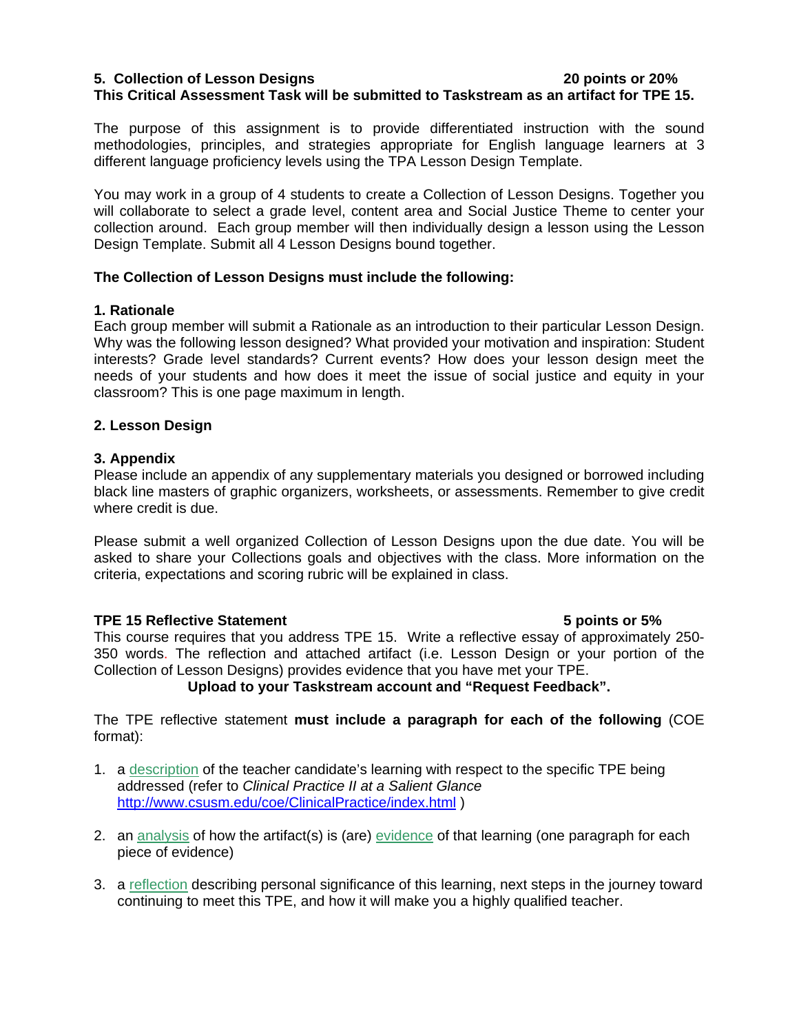**5. Collection of Lesson Designs** **20 points or 20%**

**This Critical Assessment Task will be submitted to Taskstream as an artifact for TPE 15.**

The purpose of this assignment is to provide differentiated instruction with the sound methodologies, principles, and strategies appropriate for English language learners at 3 different language proficiency levels using the TPA Lesson Design Template.

You may work in a group of 4 students to create a Collection of Lesson Designs. Together you will collaborate to select a grade level, content area and Social Justice Theme to center your collection around. Each group member will then individually design a lesson using the Lesson Design Template. Submit all 4 Lesson Designs bound together.

**The Collection of Lesson Designs must include the following:**

**1. Rationale**

Each group member will submit a Rationale as an introduction to their particular Lesson Design. Why was the following lesson designed? What provided your motivation and inspiration: Student interests? Grade level standards? Current events? How does your lesson design meet the needs of your students and how does it meet the issue of social justice and equity in your classroom? This is one page maximum in length.

**2. Lesson Design**

**3. Appendix**

Please include an appendix of any supplementary materials you designed or borrowed including black line masters of graphic organizers, worksheets, or assessments. Remember to give credit where credit is due.

Please submit a well organized Collection of Lesson Designs upon the due date. You will be asked to share your Collections goals and objectives with the class. More information on the criteria, expectations and scoring rubric will be explained in class.

**TPE 15 Reflective Statement** **5 points or 5%**

This course requires that you address TPE 15. Write a reflective essay of approximately 250-350 words. The reflection and attached artifact (i.e. Lesson Design or your portion of the Collection of Lesson Designs) provides evidence that you have met your TPE.

**Upload to your Taskstream account and "Request Feedback".**

The TPE reflective statement **must include a paragraph for each of the following** (COE format):

1. a description of the teacher candidate's learning with respect to the specific TPE being addressed (refer to *Clinical Practice II at a Salient Glance* http://www.csusm.edu/coe/ClinicalPractice/index.html )

2. an analysis of how the artifact(s) is (are) evidence of that learning (one paragraph for each piece of evidence)

3. a reflection describing personal significance of this learning, next steps in the journey toward continuing to meet this TPE, and how it will make you a highly qualified teacher.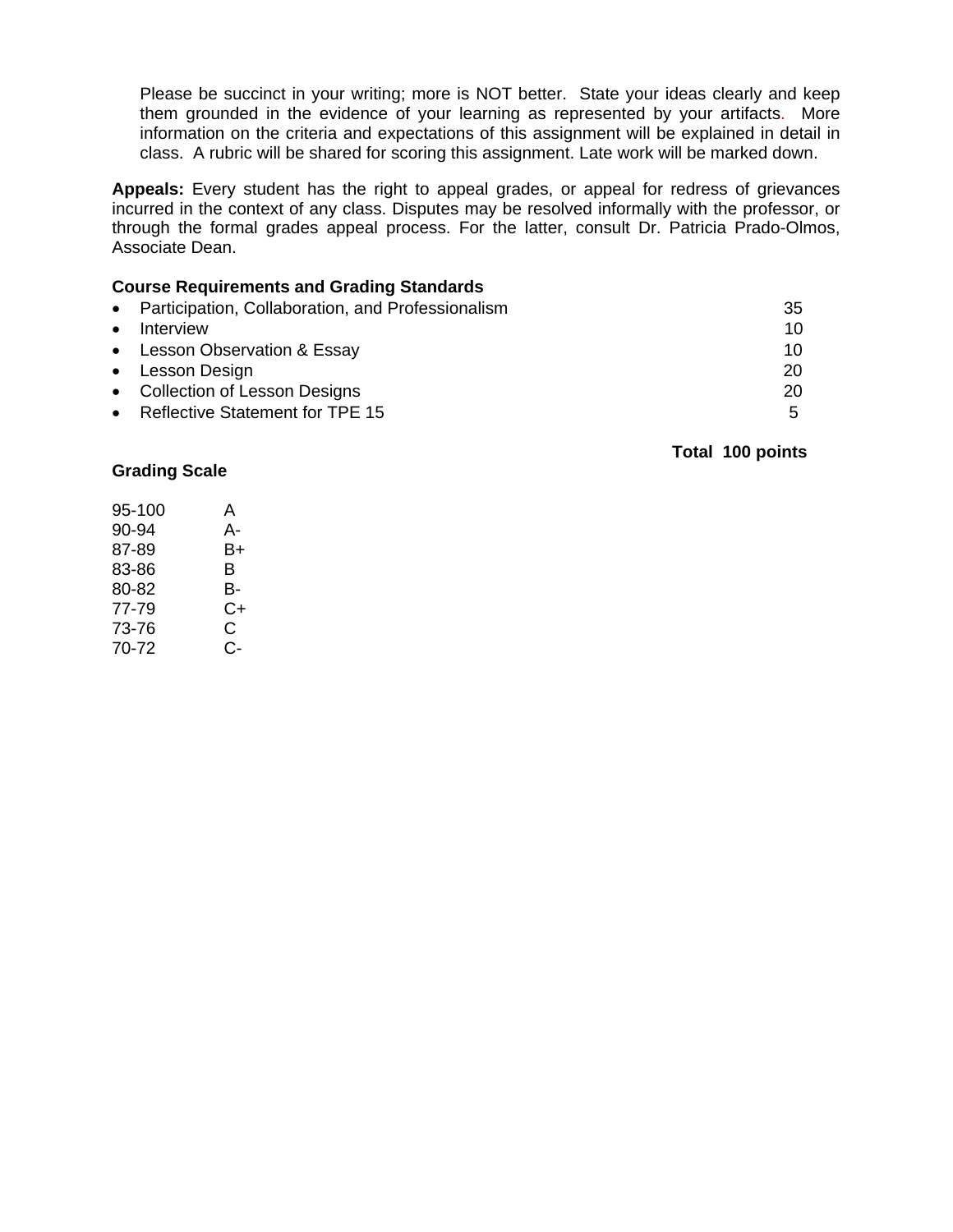Please be succinct in your writing; more is NOT better. State your ideas clearly and keep them grounded in the evidence of your learning as represented by your artifacts. More information on the criteria and expectations of this assignment will be explained in detail in class. A rubric will be shared for scoring this assignment. Late work will be marked down.

**Appeals:** Every student has the right to appeal grades, or appeal for redress of grievances incurred in the context of any class. Disputes may be resolved informally with the professor, or through the formal grades appeal process. For the latter, consult Dr. Patricia Prado-Olmos, Associate Dean.

**Course Requirements and Grading Standards**

| Requirement | Points |
| --- | --- |
| • Participation, Collaboration, and Professionalism | 35 |
| • Interview | 10 |
| • Lesson Observation & Essay | 10 |
| • Lesson Design | 20 |
| • Collection of Lesson Designs | 20 |
| • Reflective Statement for TPE 15 | 5 |
| **Total** | **100 points** |

**Grading Scale**

| Range | Grade |
| --- | --- |
| 95-100 | A |
| 90-94 | A- |
| 87-89 | B+ |
| 83-86 | B |
| 80-82 | B- |
| 77-79 | C+ |
| 73-76 | C |
| 70-72 | C- |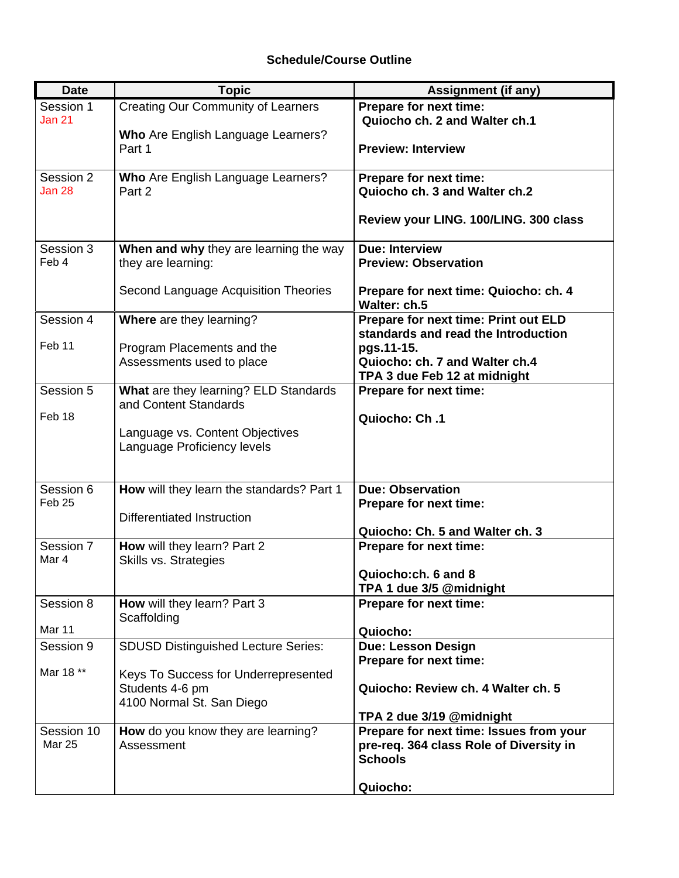### Schedule/Course Outline

| Date | Topic | Assignment (if any) |
|---|---|---|
| Session 1<br>Jan 21 | Creating Our Community of Learners<br><br>**Who** Are English Language Learners? Part 1 | **Prepare for next time:**<br>**Quiocho ch. 2 and Walter ch.1**<br><br>**Preview: Interview** |
| Session 2<br>Jan 28 | **Who** Are English Language Learners? Part 2 | **Prepare for next time:**<br>**Quiocho ch. 3 and Walter ch.2**<br><br>**Review your LING. 100/LING. 300 class** |
| Session 3<br>Feb 4 | **When and why** they are learning the way they are learning:<br><br>Second Language Acquisition Theories | **Due: Interview**<br>**Preview: Observation**<br><br>**Prepare for next time: Quiocho: ch. 4 Walter: ch.5** |
| Session 4<br><br>Feb 11 | **Where** are they learning?<br><br>Program Placements and the Assessments used to place | **Prepare for next time: Print out ELD standards and read the Introduction pgs.11-15.**<br>**Quiocho: ch. 7 and Walter ch.4**<br>**TPA 3 due Feb 12 at midnight** |
| Session 5<br><br>Feb 18 | **What** are they learning? ELD Standards and Content Standards<br><br>Language vs. Content Objectives<br>Language Proficiency levels | **Prepare for next time:**<br><br>**Quiocho: Ch .1** |
| Session 6<br>Feb 25 | **How** will they learn the standards? Part 1<br><br>Differentiated Instruction | **Due: Observation**<br>**Prepare for next time:**<br><br>**Quiocho: Ch. 5 and Walter ch. 3** |
| Session 7<br>Mar 4 | **How** will they learn? Part 2<br>Skills vs. Strategies | **Prepare for next time:**<br><br>**Quiocho:ch. 6 and 8**<br>**TPA 1 due 3/5 @midnight** |
| Session 8<br><br>Mar 11 | **How** will they learn? Part 3<br>Scaffolding | **Prepare for next time:**<br><br>**Quiocho:** |
| Session 9<br><br>Mar 18 ** | SDUSD Distinguished Lecture Series:<br><br>Keys To Success for Underrepresented Students 4-6 pm<br>4100 Normal St. San Diego | **Due: Lesson Design**<br>**Prepare for next time:**<br><br>**Quiocho: Review ch. 4 Walter ch. 5**<br><br>**TPA 2 due 3/19 @midnight** |
| Session 10<br>Mar 25 | **How** do you know they are learning?<br>Assessment | **Prepare for next time: Issues from your pre-req. 364 class Role of Diversity in Schools**<br><br>**Quiocho:** |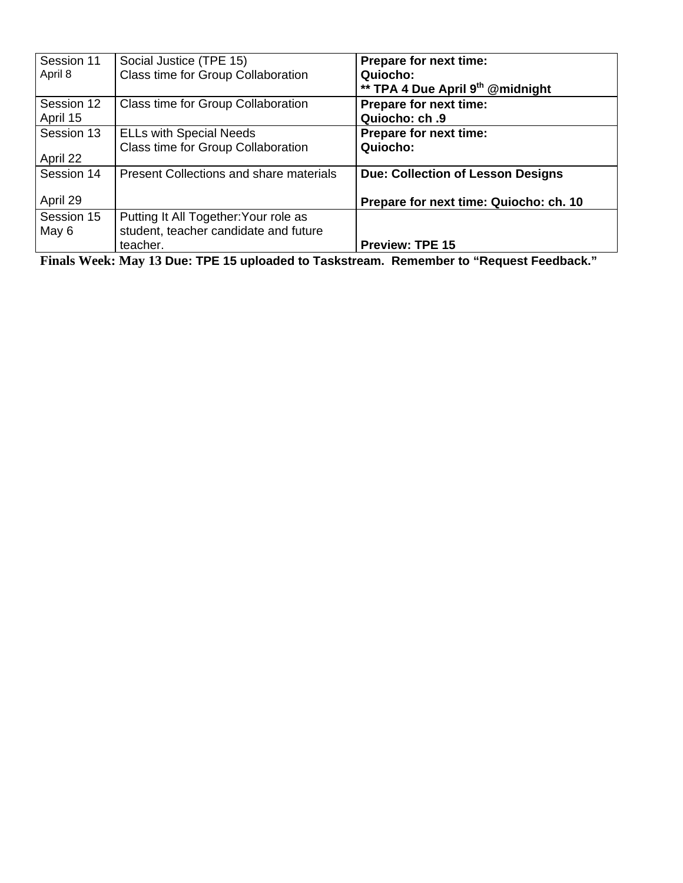| | | |
|---|---|---|
| Session 11<br>April 8 | Social Justice (TPE 15)<br>Class time for Group Collaboration | **Prepare for next time:**<br>**Quiocho:**<br>**** TPA 4 Due April 9th @midnight** |
| Session 12<br>April 15 | Class time for Group Collaboration | **Prepare for next time:**<br>**Quiocho: ch .9** |
| Session 13<br><br>April 22 | ELLs with Special Needs<br>Class time for Group Collaboration | **Prepare for next time:**<br>**Quiocho:** |
| Session 14<br><br>April 29 | Present Collections and share materials | **Due: Collection of Lesson Designs**<br><br>**Prepare for next time: Quiocho: ch. 10** |
| Session 15<br>May 6 | Putting It All Together:Your role as student, teacher candidate and future teacher. | **Preview: TPE 15** |

**Finals Week: May 13 Due: TPE 15 uploaded to Taskstream. Remember to "Request Feedback."**